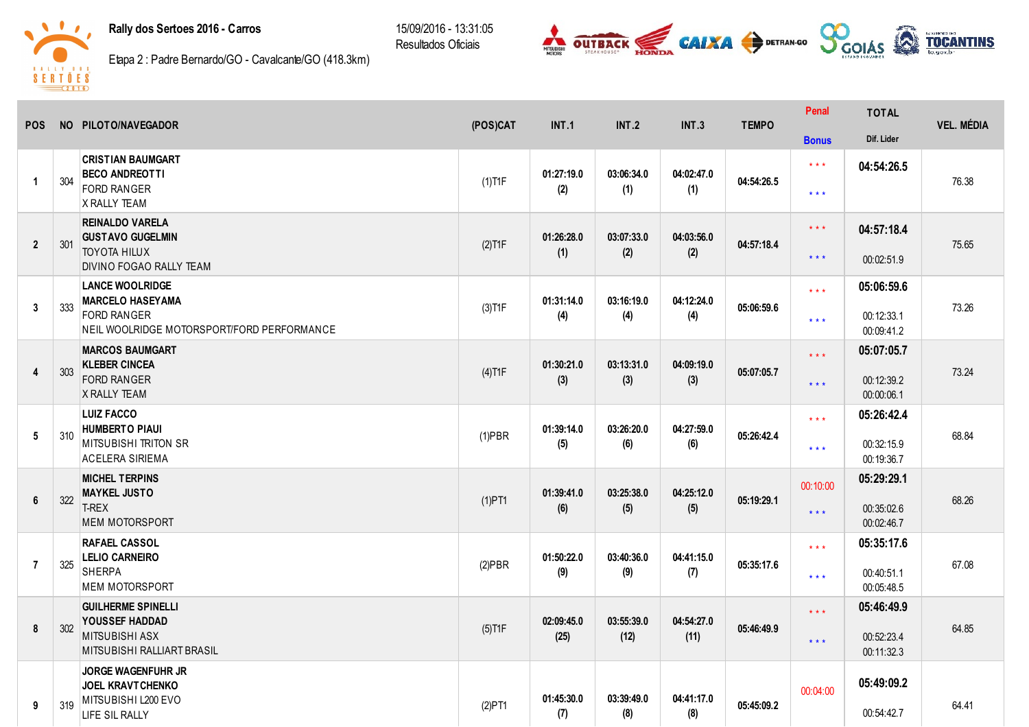# Rally dos Sertoes 2016 - Carros

Etapa 2 : Padre Bernardo/GO - Cavalcante/GO (418.3km)

15/09/2016 - 13:31:05
Resultados Oficiais

| POS | NO | PILOTO/NAVEGADOR | (POS)CAT | INT.1 | INT.2 | INT.3 | TEMPO | Penal / Bonus | TOTAL / Dif. Lider | VEL. MÉDIA |
|---|---|---|---|---|---|---|---|---|---|---|
| 1 | 304 | **CRISTIAN BAUMGART** **BECO ANDREOTTI** FORD RANGER X RALLY TEAM | (1)T1F | 01:27:19.0 (2) | 03:06:34.0 (1) | 04:02:47.0 (1) | 04:54:26.5 | * * * / * * * | **04:54:26.5** | 76.38 |
| 2 | 301 | **REINALDO VARELA** **GUSTAVO GUGELMIN** TOYOTA HILUX DIVINO FOGAO RALLY TEAM | (2)T1F | 01:26:28.0 (1) | 03:07:33.0 (2) | 04:03:56.0 (2) | 04:57:18.4 | * * * / * * * | **04:57:18.4** 00:02:51.9 | 75.65 |
| 3 | 333 | **LANCE WOOLRIDGE** **MARCELO HASEYAMA** FORD RANGER NEIL WOOLRIDGE MOTORSPORT/FORD PERFORMANCE | (3)T1F | 01:31:14.0 (4) | 03:16:19.0 (4) | 04:12:24.0 (4) | 05:06:59.6 | * * * / * * * | **05:06:59.6** 00:12:33.1 00:09:41.2 | 73.26 |
| 4 | 303 | **MARCOS BAUMGART** **KLEBER CINCEA** FORD RANGER X RALLY TEAM | (4)T1F | 01:30:21.0 (3) | 03:13:31.0 (3) | 04:09:19.0 (3) | 05:07:05.7 | * * * / * * * | **05:07:05.7** 00:12:39.2 00:00:06.1 | 73.24 |
| 5 | 310 | **LUIZ FACCO** **HUMBERTO PIAUI** MITSUBISHI TRITON SR ACELERA SIRIEMA | (1)PBR | 01:39:14.0 (5) | 03:26:20.0 (6) | 04:27:59.0 (6) | 05:26:42.4 | * * * / * * * | **05:26:42.4** 00:32:15.9 00:19:36.7 | 68.84 |
| 6 | 322 | **MICHEL TERPINS** **MAYKEL JUSTO** T-REX MEM MOTORSPORT | (1)PT1 | 01:39:41.0 (6) | 03:25:38.0 (5) | 04:25:12.0 (5) | 05:19:29.1 | 00:10:00 / * * * | **05:29:29.1** 00:35:02.6 00:02:46.7 | 68.26 |
| 7 | 325 | **RAFAEL CASSOL** **LELIO CARNEIRO** SHERPA MEM MOTORSPORT | (2)PBR | 01:50:22.0 (9) | 03:40:36.0 (9) | 04:41:15.0 (7) | 05:35:17.6 | * * * / * * * | **05:35:17.6** 00:40:51.1 00:05:48.5 | 67.08 |
| 8 | 302 | **GUILHERME SPINELLI** **YOUSSEF HADDAD** MITSUBISHI ASX MITSUBISHI RALLIART BRASIL | (5)T1F | 02:09:45.0 (25) | 03:55:39.0 (12) | 04:54:27.0 (11) | 05:46:49.9 | * * * / * * * | **05:46:49.9** 00:52:23.4 00:11:32.3 | 64.85 |
| 9 | 319 | **JORGE WAGENFUHR JR** **JOEL KRAVTCHENKO** MITSUBISHI L200 EVO LIFE SIL RALLY | (2)PT1 | 01:45:30.0 (7) | 03:39:49.0 (8) | 04:41:17.0 (8) | 05:45:09.2 | 00:04:00 | **05:49:09.2** 00:54:42.7 | 64.41 |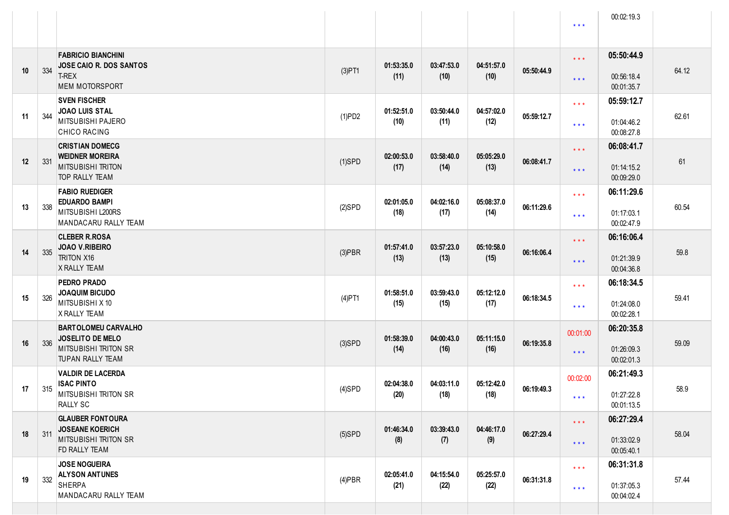| | | | | | | | | | | |
|---|---|---|---|---|---|---|---|---|---|---|
| | | | | | | | | * * * | 00:02:19.3 | |
| 10 | 334 | **FABRICIO BIANCHINI**<br>**JOSE CAIO R. DOS SANTOS**<br>T-REX<br>MEM MOTORSPORT | (3)PT1 | **01:53:35.0**<br>**(11)** | **03:47:53.0**<br>**(10)** | **04:51:57.0**<br>**(10)** | **05:50:44.9** | * * *<br>* * * | **05:50:44.9**<br>00:56:18.4<br>00:01:35.7 | 64.12 |
| 11 | 344 | **SVEN FISCHER**<br>**JOAO LUIS STAL**<br>MITSUBISHI PAJERO<br>CHICO RACING | (1)PD2 | **01:52:51.0**<br>**(10)** | **03:50:44.0**<br>**(11)** | **04:57:02.0**<br>**(12)** | **05:59:12.7** | * * *<br>* * * | **05:59:12.7**<br>01:04:46.2<br>00:08:27.8 | 62.61 |
| 12 | 331 | **CRISTIAN DOMECG**<br>**WEIDNER MOREIRA**<br>MITSUBISHI TRITON<br>TOP RALLY TEAM | (1)SPD | **02:00:53.0**<br>**(17)** | **03:58:40.0**<br>**(14)** | **05:05:29.0**<br>**(13)** | **06:08:41.7** | * * *<br>* * * | **06:08:41.7**<br>01:14:15.2<br>00:09:29.0 | 61 |
| 13 | 338 | **FABIO RUEDIGER**<br>**EDUARDO BAMPI**<br>MITSUBISHI L200RS<br>MANDACARU RALLY TEAM | (2)SPD | **02:01:05.0**<br>**(18)** | **04:02:16.0**<br>**(17)** | **05:08:37.0**<br>**(14)** | **06:11:29.6** | * * *<br>* * * | **06:11:29.6**<br>01:17:03.1<br>00:02:47.9 | 60.54 |
| 14 | 335 | **CLEBER R.ROSA**<br>**JOAO V.RIBEIRO**<br>TRITON X16<br>X RALLY TEAM | (3)PBR | **01:57:41.0**<br>**(13)** | **03:57:23.0**<br>**(13)** | **05:10:58.0**<br>**(15)** | **06:16:06.4** | * * *<br>* * * | **06:16:06.4**<br>01:21:39.9<br>00:04:36.8 | 59.8 |
| 15 | 326 | **PEDRO PRADO**<br>**JOAQUIM BICUDO**<br>MITSUBISHI X 10<br>X RALLY TEAM | (4)PT1 | **01:58:51.0**<br>**(15)** | **03:59:43.0**<br>**(15)** | **05:12:12.0**<br>**(17)** | **06:18:34.5** | * * *<br>* * * | **06:18:34.5**<br>01:24:08.0<br>00:02:28.1 | 59.41 |
| 16 | 336 | **BARTOLOMEU CARVALHO**<br>**JOSELITO DE MELO**<br>MITSUBISHI TRITON SR<br>TUPAN RALLY TEAM | (3)SPD | **01:58:39.0**<br>**(14)** | **04:00:43.0**<br>**(16)** | **05:11:15.0**<br>**(16)** | **06:19:35.8** | 00:01:00<br>* * * | **06:20:35.8**<br>01:26:09.3<br>00:02:01.3 | 59.09 |
| 17 | 315 | **VALDIR DE LACERDA**<br>**ISAC PINTO**<br>MITSUBISHI TRITON SR<br>RALLY SC | (4)SPD | **02:04:38.0**<br>**(20)** | **04:03:11.0**<br>**(18)** | **05:12:42.0**<br>**(18)** | **06:19:49.3** | 00:02:00<br>* * * | **06:21:49.3**<br>01:27:22.8<br>00:01:13.5 | 58.9 |
| 18 | 311 | **GLAUBER FONTOURA**<br>**JOSEANE KOERICH**<br>MITSUBISHI TRITON SR<br>FD RALLY TEAM | (5)SPD | **01:46:34.0**<br>**(8)** | **03:39:43.0**<br>**(7)** | **04:46:17.0**<br>**(9)** | **06:27:29.4** | * * *<br>* * * | **06:27:29.4**<br>01:33:02.9<br>00:05:40.1 | 58.04 |
| 19 | 332 | **JOSE NOGUEIRA**<br>**ALYSON ANTUNES**<br>SHERPA<br>MANDACARU RALLY TEAM | (4)PBR | **02:05:41.0**<br>**(21)** | **04:15:54.0**<br>**(22)** | **05:25:57.0**<br>**(22)** | **06:31:31.8** | * * *<br>* * * | **06:31:31.8**<br>01:37:05.3<br>00:04:02.4 | 57.44 |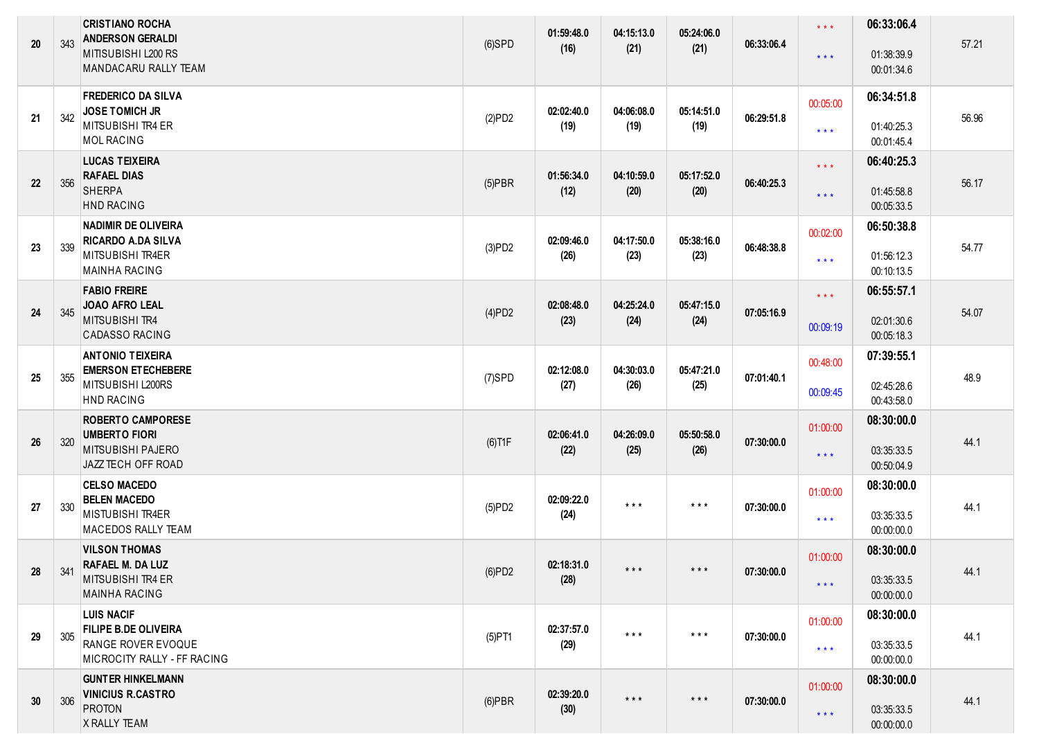| | | | | | | | | | | |
|---|---|---|---|---|---|---|---|---|---|---|
| 20 | 343 | **CRISTIANO ROCHA**<br>**ANDERSON GERALDI**<br>MITISUBISHI L200 RS<br>MANDACARU RALLY TEAM | (6)SPD | **01:59:48.0**<br>**(16)** | **04:15:13.0**<br>**(21)** | **05:24:06.0**<br>**(21)** | **06:33:06.4** | * * *<br>* * * | **06:33:06.4**<br>01:38:39.9<br>00:01:34.6 | 57.21 |
| 21 | 342 | **FREDERICO DA SILVA**<br>**JOSE TOMICH JR**<br>MITSUBISHI TR4 ER<br>MOL RACING | (2)PD2 | **02:02:40.0**<br>**(19)** | **04:06:08.0**<br>**(19)** | **05:14:51.0**<br>**(19)** | **06:29:51.8** | 00:05:00<br>* * * | **06:34:51.8**<br>01:40:25.3<br>00:01:45.4 | 56.96 |
| 22 | 356 | **LUCAS TEIXEIRA**<br>**RAFAEL DIAS**<br>SHERPA<br>HND RACING | (5)PBR | **01:56:34.0**<br>**(12)** | **04:10:59.0**<br>**(20)** | **05:17:52.0**<br>**(20)** | **06:40:25.3** | * * *<br>* * * | **06:40:25.3**<br>01:45:58.8<br>00:05:33.5 | 56.17 |
| 23 | 339 | **NADIMIR DE OLIVEIRA**<br>**RICARDO A.DA SILVA**<br>MITSUBISHI TR4ER<br>MAINHA RACING | (3)PD2 | **02:09:46.0**<br>**(26)** | **04:17:50.0**<br>**(23)** | **05:38:16.0**<br>**(23)** | **06:48:38.8** | 00:02:00<br>* * * | **06:50:38.8**<br>01:56:12.3<br>00:10:13.5 | 54.77 |
| 24 | 345 | **FABIO FREIRE**<br>**JOAO AFRO LEAL**<br>MITSUBISHI TR4<br>CADASSO RACING | (4)PD2 | **02:08:48.0**<br>**(23)** | **04:25:24.0**<br>**(24)** | **05:47:15.0**<br>**(24)** | **07:05:16.9** | * * *<br>00:09:19 | **06:55:57.1**<br>02:01:30.6<br>00:05:18.3 | 54.07 |
| 25 | 355 | **ANTONIO TEIXEIRA**<br>**EMERSON ETECHEBERE**<br>MITSUBISHI L200RS<br>HND RACING | (7)SPD | **02:12:08.0**<br>**(27)** | **04:30:03.0**<br>**(26)** | **05:47:21.0**<br>**(25)** | **07:01:40.1** | 00:48:00<br>00:09:45 | **07:39:55.1**<br>02:45:28.6<br>00:43:58.0 | 48.9 |
| 26 | 320 | **ROBERTO CAMPORESE**<br>**UMBERTO FIORI**<br>MITSUBISHI PAJERO<br>JAZZ TECH OFF ROAD | (6)T1F | **02:06:41.0**<br>**(22)** | **04:26:09.0**<br>**(25)** | **05:50:58.0**<br>**(26)** | **07:30:00.0** | 01:00:00<br>* * * | **08:30:00.0**<br>03:35:33.5<br>00:50:04.9 | 44.1 |
| 27 | 330 | **CELSO MACEDO**<br>**BELEN MACEDO**<br>MISTUBISHI TR4ER<br>MACEDOS RALLY TEAM | (5)PD2 | **02:09:22.0**<br>**(24)** | * * * | * * * | **07:30:00.0** | 01:00:00<br>* * * | **08:30:00.0**<br>03:35:33.5<br>00:00:00.0 | 44.1 |
| 28 | 341 | **VILSON THOMAS**<br>**RAFAEL M. DA LUZ**<br>MITSUBISHI TR4 ER<br>MAINHA RACING | (6)PD2 | **02:18:31.0**<br>**(28)** | * * * | * * * | **07:30:00.0** | 01:00:00<br>* * * | **08:30:00.0**<br>03:35:33.5<br>00:00:00.0 | 44.1 |
| 29 | 305 | **LUIS NACIF**<br>**FILIPE B.DE OLIVEIRA**<br>RANGE ROVER EVOQUE<br>MICROCITY RALLY - FF RACING | (5)PT1 | **02:37:57.0**<br>**(29)** | * * * | * * * | **07:30:00.0** | 01:00:00<br>* * * | **08:30:00.0**<br>03:35:33.5<br>00:00:00.0 | 44.1 |
| 30 | 306 | **GUNTER HINKELMANN**<br>**VINICIUS R.CASTRO**<br>PROTON<br>X RALLY TEAM | (6)PBR | **02:39:20.0**<br>**(30)** | * * * | * * * | **07:30:00.0** | 01:00:00<br>* * * | **08:30:00.0**<br>03:35:33.5<br>00:00:00.0 | 44.1 |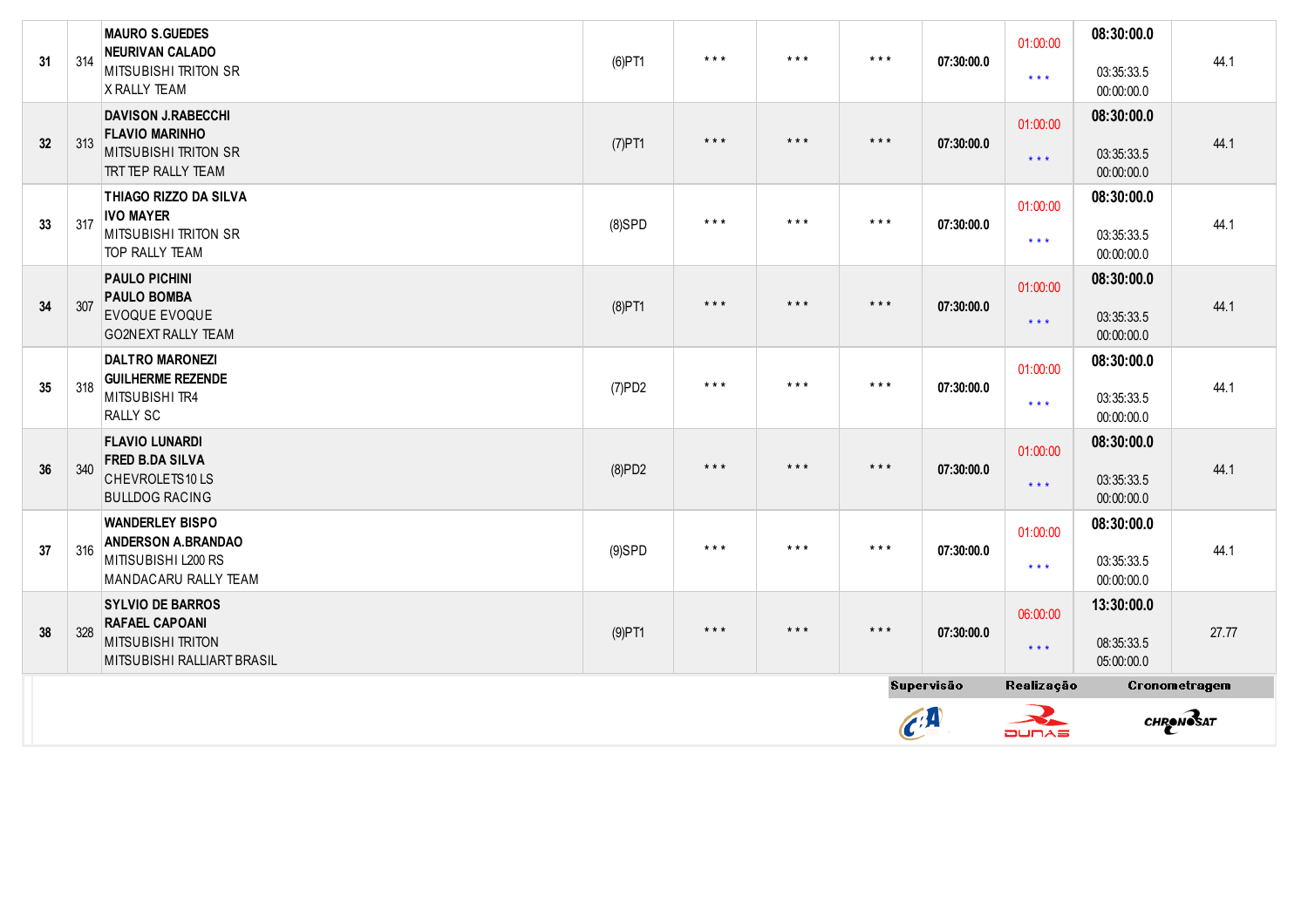| | | | | | | | | | | |
|---|---|---|---|---|---|---|---|---|---|---|
| 31 | 314 | **MAURO S.GUEDES**<br>**NEURIVAN CALADO**<br>MITSUBISHI TRITON SR<br>X RALLY TEAM | (6)PT1 | * * * | * * * | * * * | 07:30:00.0 | 01:00:00<br>* * * | **08:30:00.0**<br>03:35:33.5<br>00:00:00.0 | 44.1 |
| 32 | 313 | **DAVISON J.RABECCHI**<br>**FLAVIO MARINHO**<br>MITSUBISHI TRITON SR<br>TRT TEP RALLY TEAM | (7)PT1 | * * * | * * * | * * * | 07:30:00.0 | 01:00:00<br>* * * | **08:30:00.0**<br>03:35:33.5<br>00:00:00.0 | 44.1 |
| 33 | 317 | **THIAGO RIZZO DA SILVA**<br>**IVO MAYER**<br>MITSUBISHI TRITON SR<br>TOP RALLY TEAM | (8)SPD | * * * | * * * | * * * | 07:30:00.0 | 01:00:00<br>* * * | **08:30:00.0**<br>03:35:33.5<br>00:00:00.0 | 44.1 |
| 34 | 307 | **PAULO PICHINI**<br>**PAULO BOMBA**<br>EVOQUE EVOQUE<br>GO2NEXT RALLY TEAM | (8)PT1 | * * * | * * * | * * * | 07:30:00.0 | 01:00:00<br>* * * | **08:30:00.0**<br>03:35:33.5<br>00:00:00.0 | 44.1 |
| 35 | 318 | **DALTRO MARONEZI**<br>**GUILHERME REZENDE**<br>MITSUBISHI TR4<br>RALLY SC | (7)PD2 | * * * | * * * | * * * | 07:30:00.0 | 01:00:00<br>* * * | **08:30:00.0**<br>03:35:33.5<br>00:00:00.0 | 44.1 |
| 36 | 340 | **FLAVIO LUNARDI**<br>**FRED B.DA SILVA**<br>CHEVROLET S10 LS<br>BULLDOG RACING | (8)PD2 | * * * | * * * | * * * | 07:30:00.0 | 01:00:00<br>* * * | **08:30:00.0**<br>03:35:33.5<br>00:00:00.0 | 44.1 |
| 37 | 316 | **WANDERLEY BISPO**<br>**ANDERSON A.BRANDAO**<br>MITISUBISHI L200 RS<br>MANDACARU RALLY TEAM | (9)SPD | * * * | * * * | * * * | 07:30:00.0 | 01:00:00<br>* * * | **08:30:00.0**<br>03:35:33.5<br>00:00:00.0 | 44.1 |
| 38 | 328 | **SYLVIO DE BARROS**<br>**RAFAEL CAPOANI**<br>MITSUBISHI TRITON<br>MITSUBISHI RALLIART BRASIL | (9)PT1 | * * * | * * * | * * * | 07:30:00.0 | 06:00:00<br>* * * | **13:30:00.0**<br>08:35:33.5<br>05:00:00.0 | 27.77 |

Supervisão | Realização | Cronometragem

CBA | DUNAS | CHRONOSAT